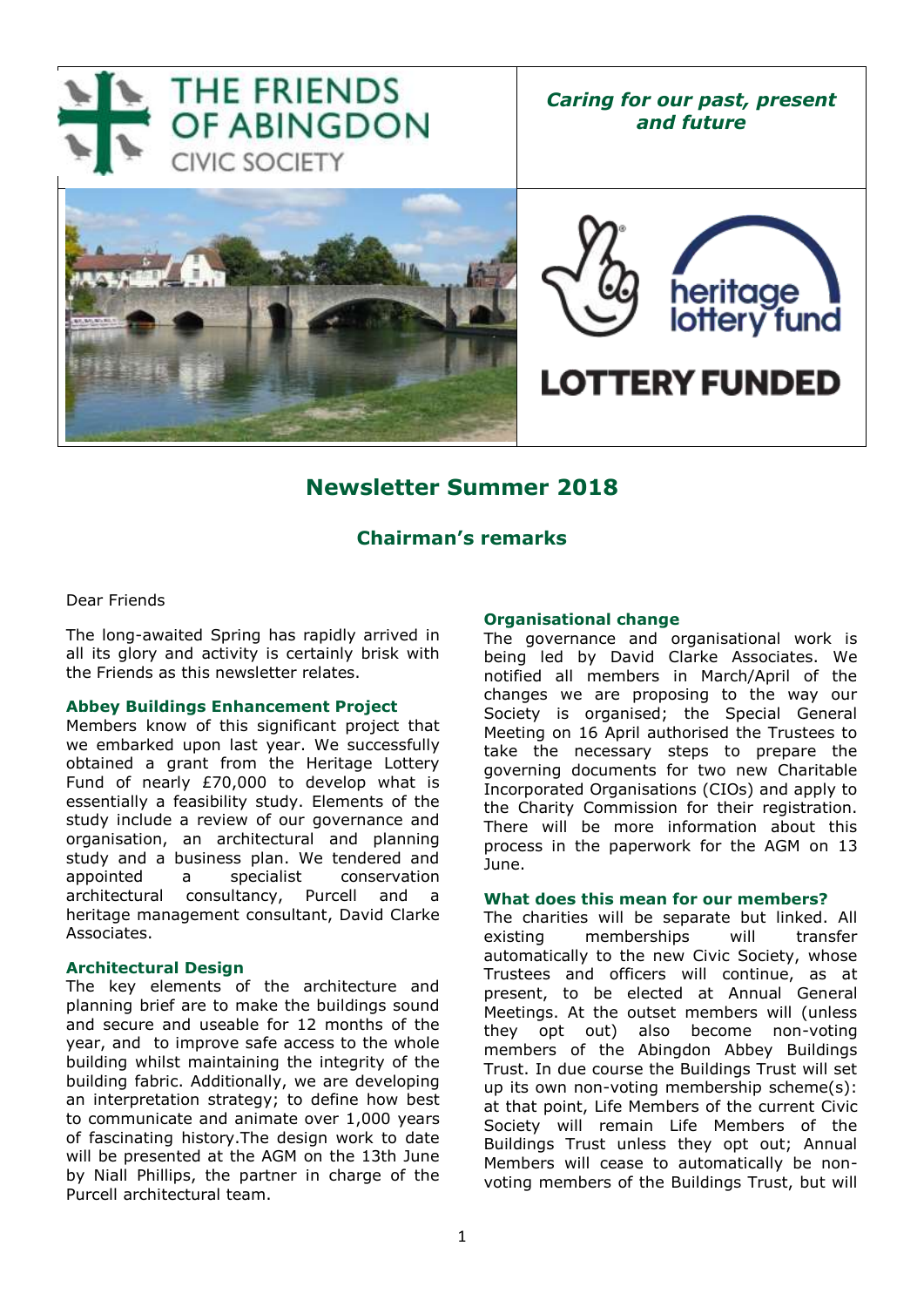# THE FRIENDS OF ABINGDON CIVIC SOCIETY

*Caring for our past, present and future*

HERITAGE LOTTERY FUND

LOTTERY FUNDED

## Newsletter Summer 2018

### Chairman's remarks

Dear Friends

The long-awaited Spring has rapidly arrived in all its glory and activity is certainly brisk with the Friends as this newsletter relates.

**Abbey Buildings Enhancement Project**

Members know of this significant project that we embarked upon last year. We successfully obtained a grant from the Heritage Lottery Fund of nearly £70,000 to develop what is essentially a feasibility study. Elements of the study include a review of our governance and organisation, an architectural and planning study and a business plan. We tendered and appointed a specialist conservation architectural consultancy, Purcell and a heritage management consultant, David Clarke Associates.

**Architectural Design**

The key elements of the architecture and planning brief are to make the buildings sound and secure and useable for 12 months of the year, and to improve safe access to the whole building whilst maintaining the integrity of the building fabric. Additionally, we are developing an interpretation strategy; to define how best to communicate and animate over 1,000 years of fascinating history.The design work to date will be presented at the AGM on the 13th June by Niall Phillips, the partner in charge of the Purcell architectural team.

**Organisational change**

The governance and organisational work is being led by David Clarke Associates. We notified all members in March/April of the changes we are proposing to the way our Society is organised; the Special General Meeting on 16 April authorised the Trustees to take the necessary steps to prepare the governing documents for two new Charitable Incorporated Organisations (CIOs) and apply to the Charity Commission for their registration. There will be more information about this process in the paperwork for the AGM on 13 June.

**What does this mean for our members?**

The charities will be separate but linked. All existing memberships will transfer automatically to the new Civic Society, whose Trustees and officers will continue, as at present, to be elected at Annual General Meetings. At the outset members will (unless they opt out) also become non-voting members of the Abingdon Abbey Buildings Trust. In due course the Buildings Trust will set up its own non-voting membership scheme(s): at that point, Life Members of the current Civic Society will remain Life Members of the Buildings Trust unless they opt out; Annual Members will cease to automatically be non-voting members of the Buildings Trust, but will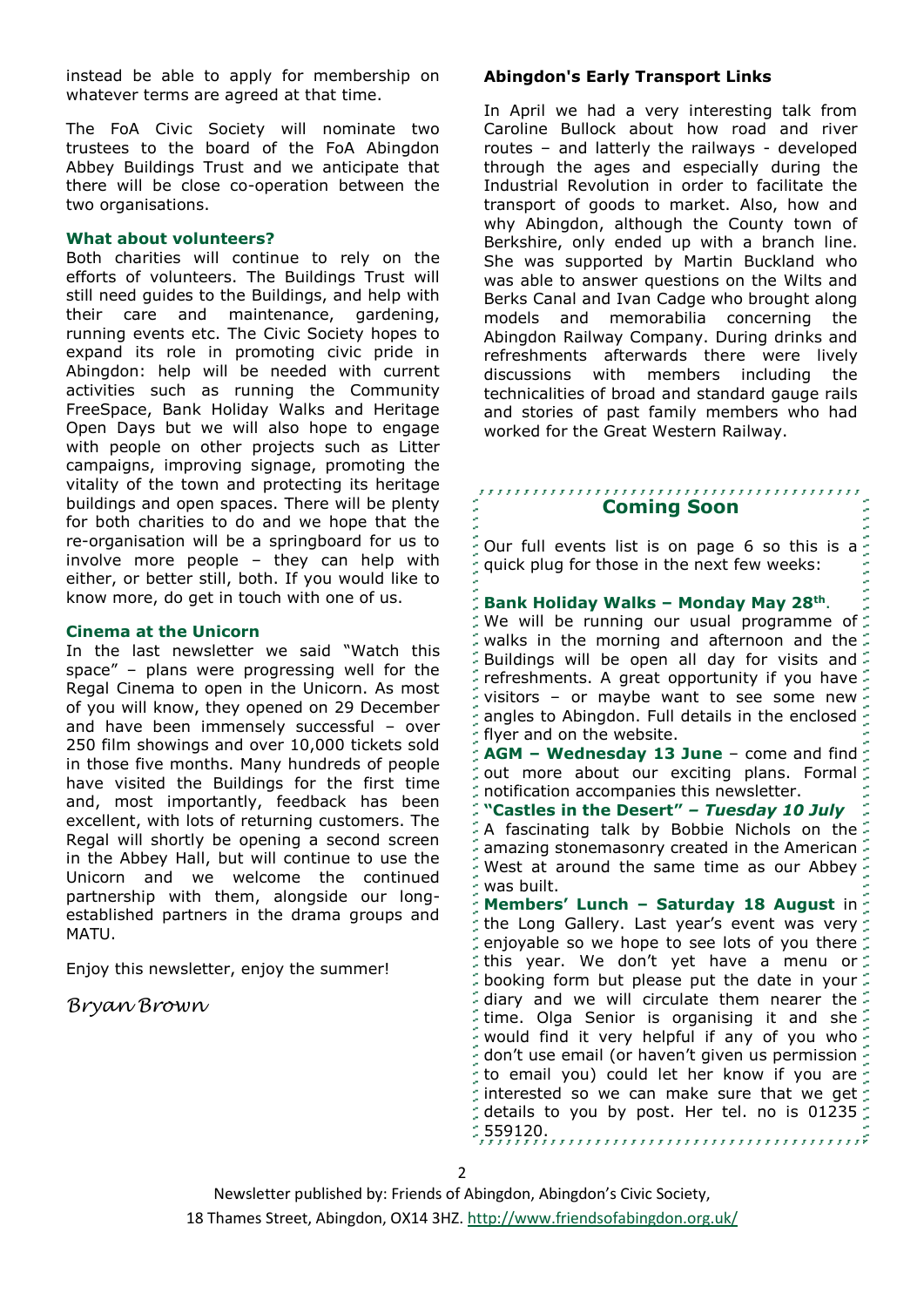instead be able to apply for membership on whatever terms are agreed at that time.

The FoA Civic Society will nominate two trustees to the board of the FoA Abingdon Abbey Buildings Trust and we anticipate that there will be close co-operation between the two organisations.

### What about volunteers?

Both charities will continue to rely on the efforts of volunteers. The Buildings Trust will still need guides to the Buildings, and help with their care and maintenance, gardening, running events etc. The Civic Society hopes to expand its role in promoting civic pride in Abingdon: help will be needed with current activities such as running the Community FreeSpace, Bank Holiday Walks and Heritage Open Days but we will also hope to engage with people on other projects such as Litter campaigns, improving signage, promoting the vitality of the town and protecting its heritage buildings and open spaces. There will be plenty for both charities to do and we hope that the re-organisation will be a springboard for us to involve more people – they can help with either, or better still, both. If you would like to know more, do get in touch with one of us.

### Cinema at the Unicorn

In the last newsletter we said "Watch this space" – plans were progressing well for the Regal Cinema to open in the Unicorn. As most of you will know, they opened on 29 December and have been immensely successful – over 250 film showings and over 10,000 tickets sold in those five months. Many hundreds of people have visited the Buildings for the first time and, most importantly, feedback has been excellent, with lots of returning customers. The Regal will shortly be opening a second screen in the Abbey Hall, but will continue to use the Unicorn and we welcome the continued partnership with them, alongside our long-established partners in the drama groups and MATU.

Enjoy this newsletter, enjoy the summer!

*Bryan Brown*

### Abingdon's Early Transport Links

In April we had a very interesting talk from Caroline Bullock about how road and river routes – and latterly the railways - developed through the ages and especially during the Industrial Revolution in order to facilitate the transport of goods to market. Also, how and why Abingdon, although the County town of Berkshire, only ended up with a branch line. She was supported by Martin Buckland who was able to answer questions on the Wilts and Berks Canal and Ivan Cadge who brought along models and memorabilia concerning the Abingdon Railway Company. During drinks and refreshments afterwards there were lively discussions with members including the technicalities of broad and standard gauge rails and stories of past family members who had worked for the Great Western Railway.

## Coming Soon

Our full events list is on page 6 so this is a quick plug for those in the next few weeks:

**Bank Holiday Walks – Monday May 28th**. We will be running our usual programme of walks in the morning and afternoon and the Buildings will be open all day for visits and refreshments. A great opportunity if you have visitors – or maybe want to see some new angles to Abingdon. Full details in the enclosed flyer and on the website.

**AGM – Wednesday 13 June** – come and find out more about our exciting plans. Formal notification accompanies this newsletter.

**"Castles in the Desert" – *Tuesday 10 July*** A fascinating talk by Bobbie Nichols on the amazing stonemasonry created in the American West at around the same time as our Abbey was built.

**Members' Lunch – Saturday 18 August** in the Long Gallery. Last year's event was very enjoyable so we hope to see lots of you there this year. We don't yet have a menu or booking form but please put the date in your diary and we will circulate them nearer the time. Olga Senior is organising it and she would find it very helpful if any of you who don't use email (or haven't given us permission to email you) could let her know if you are interested so we can make sure that we get details to you by post. Her tel. no is 01235 559120.

Newsletter published by: Friends of Abingdon, Abingdon's Civic Society, 18 Thames Street, Abingdon, OX14 3HZ. http://www.friendsofabingdon.org.uk/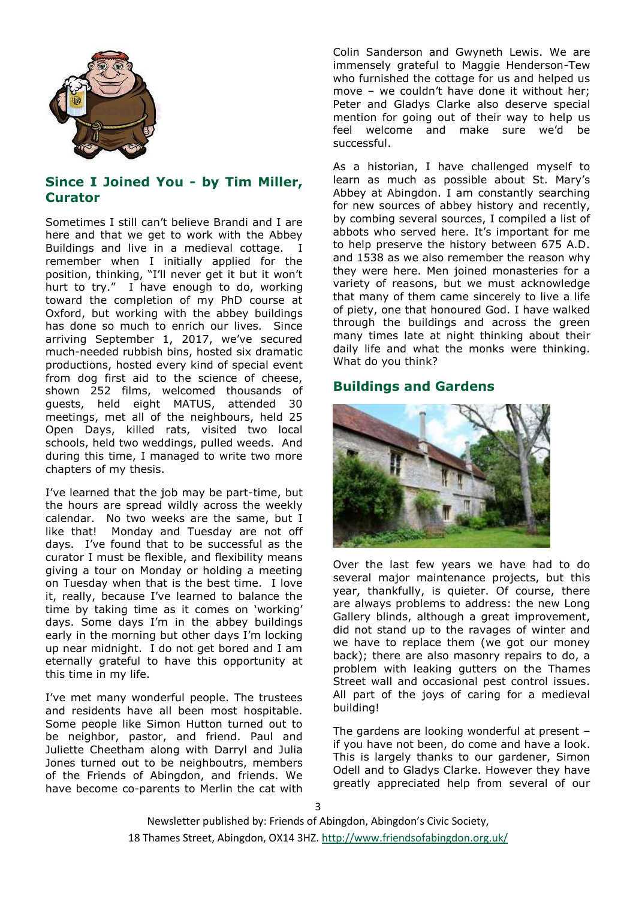## Since I Joined You - by Tim Miller, Curator

Sometimes I still can't believe Brandi and I are here and that we get to work with the Abbey Buildings and live in a medieval cottage. I remember when I initially applied for the position, thinking, "I'll never get it but it won't hurt to try." I have enough to do, working toward the completion of my PhD course at Oxford, but working with the abbey buildings has done so much to enrich our lives. Since arriving September 1, 2017, we've secured much-needed rubbish bins, hosted six dramatic productions, hosted every kind of special event from dog first aid to the science of cheese, shown 252 films, welcomed thousands of guests, held eight MATUS, attended 30 meetings, met all of the neighbours, held 25 Open Days, killed rats, visited two local schools, held two weddings, pulled weeds. And during this time, I managed to write two more chapters of my thesis.

I've learned that the job may be part-time, but the hours are spread wildly across the weekly calendar. No two weeks are the same, but I like that! Monday and Tuesday are not off days. I've found that to be successful as the curator I must be flexible, and flexibility means giving a tour on Monday or holding a meeting on Tuesday when that is the best time. I love it, really, because I've learned to balance the time by taking time as it comes on 'working' days. Some days I'm in the abbey buildings early in the morning but other days I'm locking up near midnight. I do not get bored and I am eternally grateful to have this opportunity at this time in my life.

I've met many wonderful people. The trustees and residents have all been most hospitable. Some people like Simon Hutton turned out to be neighbor, pastor, and friend. Paul and Juliette Cheetham along with Darryl and Julia Jones turned out to be neighboutrs, members of the Friends of Abingdon, and friends. We have become co-parents to Merlin the cat with Colin Sanderson and Gwyneth Lewis. We are immensely grateful to Maggie Henderson-Tew who furnished the cottage for us and helped us move – we couldn't have done it without her; Peter and Gladys Clarke also deserve special mention for going out of their way to help us feel welcome and make sure we'd be successful.

As a historian, I have challenged myself to learn as much as possible about St. Mary's Abbey at Abingdon. I am constantly searching for new sources of abbey history and recently, by combing several sources, I compiled a list of abbots who served here. It's important for me to help preserve the history between 675 A.D. and 1538 as we also remember the reason why they were here. Men joined monasteries for a variety of reasons, but we must acknowledge that many of them came sincerely to live a life of piety, one that honoured God. I have walked through the buildings and across the green many times late at night thinking about their daily life and what the monks were thinking. What do you think?

## Buildings and Gardens

Over the last few years we have had to do several major maintenance projects, but this year, thankfully, is quieter. Of course, there are always problems to address: the new Long Gallery blinds, although a great improvement, did not stand up to the ravages of winter and we have to replace them (we got our money back); there are also masonry repairs to do, a problem with leaking gutters on the Thames Street wall and occasional pest control issues. All part of the joys of caring for a medieval building!

The gardens are looking wonderful at present – if you have not been, do come and have a look. This is largely thanks to our gardener, Simon Odell and to Gladys Clarke. However they have greatly appreciated help from several of our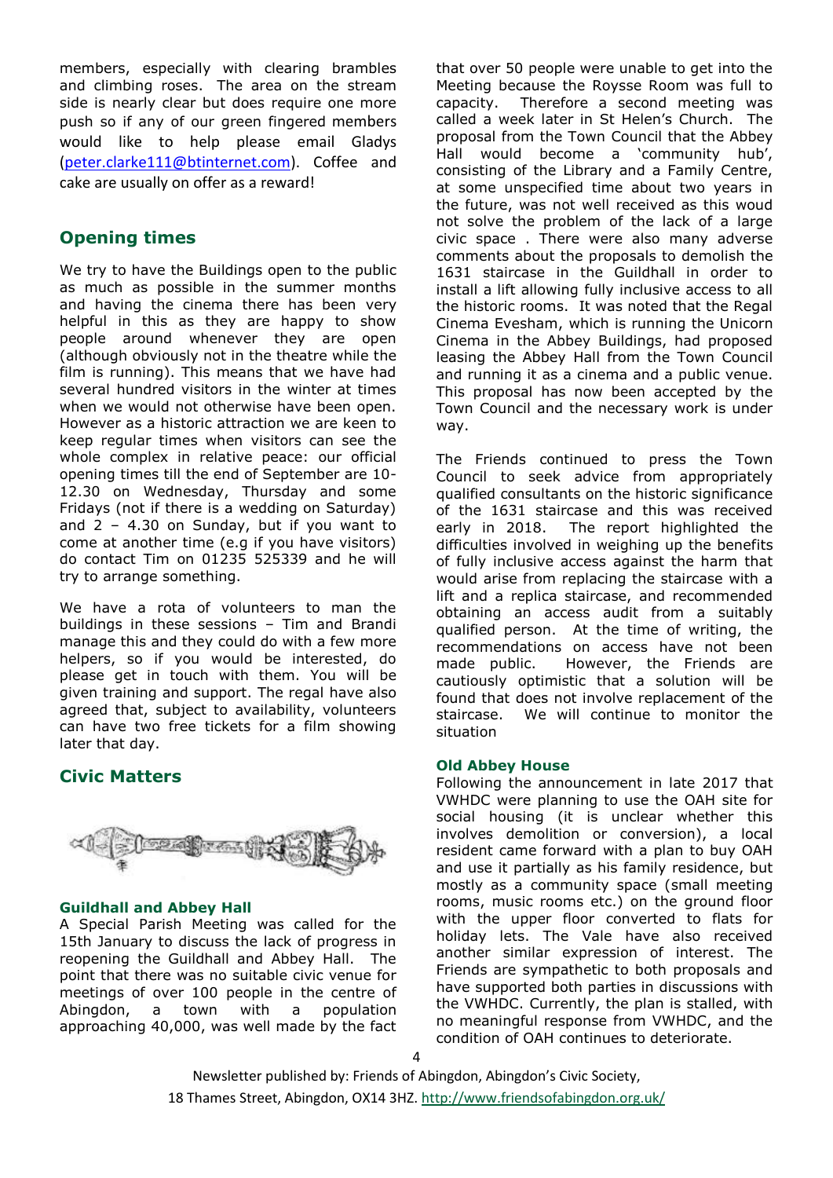members, especially with clearing brambles and climbing roses. The area on the stream side is nearly clear but does require one more push so if any of our green fingered members would like to help please email Gladys (peter.clarke111@btinternet.com). Coffee and cake are usually on offer as a reward!

## Opening times

We try to have the Buildings open to the public as much as possible in the summer months and having the cinema there has been very helpful in this as they are happy to show people around whenever they are open (although obviously not in the theatre while the film is running). This means that we have had several hundred visitors in the winter at times when we would not otherwise have been open. However as a historic attraction we are keen to keep regular times when visitors can see the whole complex in relative peace: our official opening times till the end of September are 10-12.30 on Wednesday, Thursday and some Fridays (not if there is a wedding on Saturday) and 2 – 4.30 on Sunday, but if you want to come at another time (e.g if you have visitors) do contact Tim on 01235 525339 and he will try to arrange something.

We have a rota of volunteers to man the buildings in these sessions – Tim and Brandi manage this and they could do with a few more helpers, so if you would be interested, do please get in touch with them. You will be given training and support. The regal have also agreed that, subject to availability, volunteers can have two free tickets for a film showing later that day.

## Civic Matters

### Guildhall and Abbey Hall

A Special Parish Meeting was called for the 15th January to discuss the lack of progress in reopening the Guildhall and Abbey Hall. The point that there was no suitable civic venue for meetings of over 100 people in the centre of Abingdon, a town with a population approaching 40,000, was well made by the fact that over 50 people were unable to get into the Meeting because the Roysse Room was full to capacity. Therefore a second meeting was called a week later in St Helen's Church. The proposal from the Town Council that the Abbey Hall would become a 'community hub', consisting of the Library and a Family Centre, at some unspecified time about two years in the future, was not well received as this woud not solve the problem of the lack of a large civic space . There were also many adverse comments about the proposals to demolish the 1631 staircase in the Guildhall in order to install a lift allowing fully inclusive access to all the historic rooms. It was noted that the Regal Cinema Evesham, which is running the Unicorn Cinema in the Abbey Buildings, had proposed leasing the Abbey Hall from the Town Council and running it as a cinema and a public venue. This proposal has now been accepted by the Town Council and the necessary work is under way.

The Friends continued to press the Town Council to seek advice from appropriately qualified consultants on the historic significance of the 1631 staircase and this was received early in 2018. The report highlighted the difficulties involved in weighing up the benefits of fully inclusive access against the harm that would arise from replacing the staircase with a lift and a replica staircase, and recommended obtaining an access audit from a suitably qualified person. At the time of writing, the recommendations on access have not been made public. However, the Friends are cautiously optimistic that a solution will be found that does not involve replacement of the staircase. We will continue to monitor the situation

### Old Abbey House

Following the announcement in late 2017 that VWHDC were planning to use the OAH site for social housing (it is unclear whether this involves demolition or conversion), a local resident came forward with a plan to buy OAH and use it partially as his family residence, but mostly as a community space (small meeting rooms, music rooms etc.) on the ground floor with the upper floor converted to flats for holiday lets. The Vale have also received another similar expression of interest. The Friends are sympathetic to both proposals and have supported both parties in discussions with the VWHDC. Currently, the plan is stalled, with no meaningful response from VWHDC, and the condition of OAH continues to deteriorate.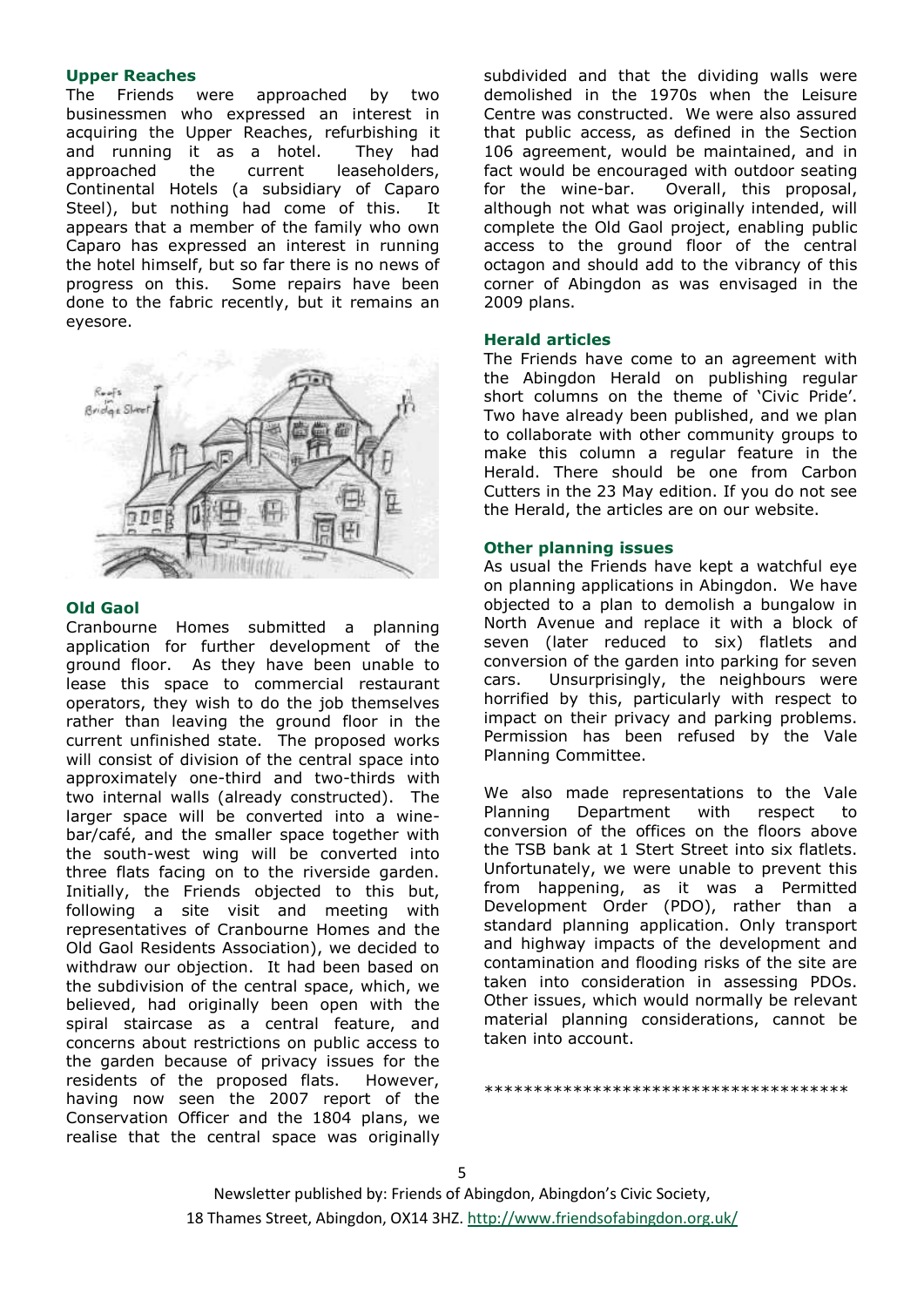### Upper Reaches

The Friends were approached by two businessmen who expressed an interest in acquiring the Upper Reaches, refurbishing it and running it as a hotel. They had approached the current leaseholders, Continental Hotels (a subsidiary of Caparo Steel), but nothing had come of this. It appears that a member of the family who own Caparo has expressed an interest in running the hotel himself, but so far there is no news of progress on this. Some repairs have been done to the fabric recently, but it remains an eyesore.

### Old Gaol

Cranbourne Homes submitted a planning application for further development of the ground floor. As they have been unable to lease this space to commercial restaurant operators, they wish to do the job themselves rather than leaving the ground floor in the current unfinished state. The proposed works will consist of division of the central space into approximately one-third and two-thirds with two internal walls (already constructed). The larger space will be converted into a wine-bar/café, and the smaller space together with the south-west wing will be converted into three flats facing on to the riverside garden. Initially, the Friends objected to this but, following a site visit and meeting with representatives of Cranbourne Homes and the Old Gaol Residents Association), we decided to withdraw our objection. It had been based on the subdivision of the central space, which, we believed, had originally been open with the spiral staircase as a central feature, and concerns about restrictions on public access to the garden because of privacy issues for the residents of the proposed flats. However, having now seen the 2007 report of the Conservation Officer and the 1804 plans, we realise that the central space was originally subdivided and that the dividing walls were demolished in the 1970s when the Leisure Centre was constructed. We were also assured that public access, as defined in the Section 106 agreement, would be maintained, and in fact would be encouraged with outdoor seating for the wine-bar. Overall, this proposal, although not what was originally intended, will complete the Old Gaol project, enabling public access to the ground floor of the central octagon and should add to the vibrancy of this corner of Abingdon as was envisaged in the 2009 plans.

### Herald articles

The Friends have come to an agreement with the Abingdon Herald on publishing regular short columns on the theme of 'Civic Pride'. Two have already been published, and we plan to collaborate with other community groups to make this column a regular feature in the Herald. There should be one from Carbon Cutters in the 23 May edition. If you do not see the Herald, the articles are on our website.

### Other planning issues

As usual the Friends have kept a watchful eye on planning applications in Abingdon. We have objected to a plan to demolish a bungalow in North Avenue and replace it with a block of seven (later reduced to six) flatlets and conversion of the garden into parking for seven cars. Unsurprisingly, the neighbours were horrified by this, particularly with respect to impact on their privacy and parking problems. Permission has been refused by the Vale Planning Committee.

We also made representations to the Vale Planning Department with respect to conversion of the offices on the floors above the TSB bank at 1 Stert Street into six flatlets. Unfortunately, we were unable to prevent this from happening, as it was a Permitted Development Order (PDO), rather than a standard planning application. Only transport and highway impacts of the development and contamination and flooding risks of the site are taken into consideration in assessing PDOs. Other issues, which would normally be relevant material planning considerations, cannot be taken into account.

*************************************

Newsletter published by: Friends of Abingdon, Abingdon's Civic Society, 18 Thames Street, Abingdon, OX14 3HZ. http://www.friendsofabingdon.org.uk/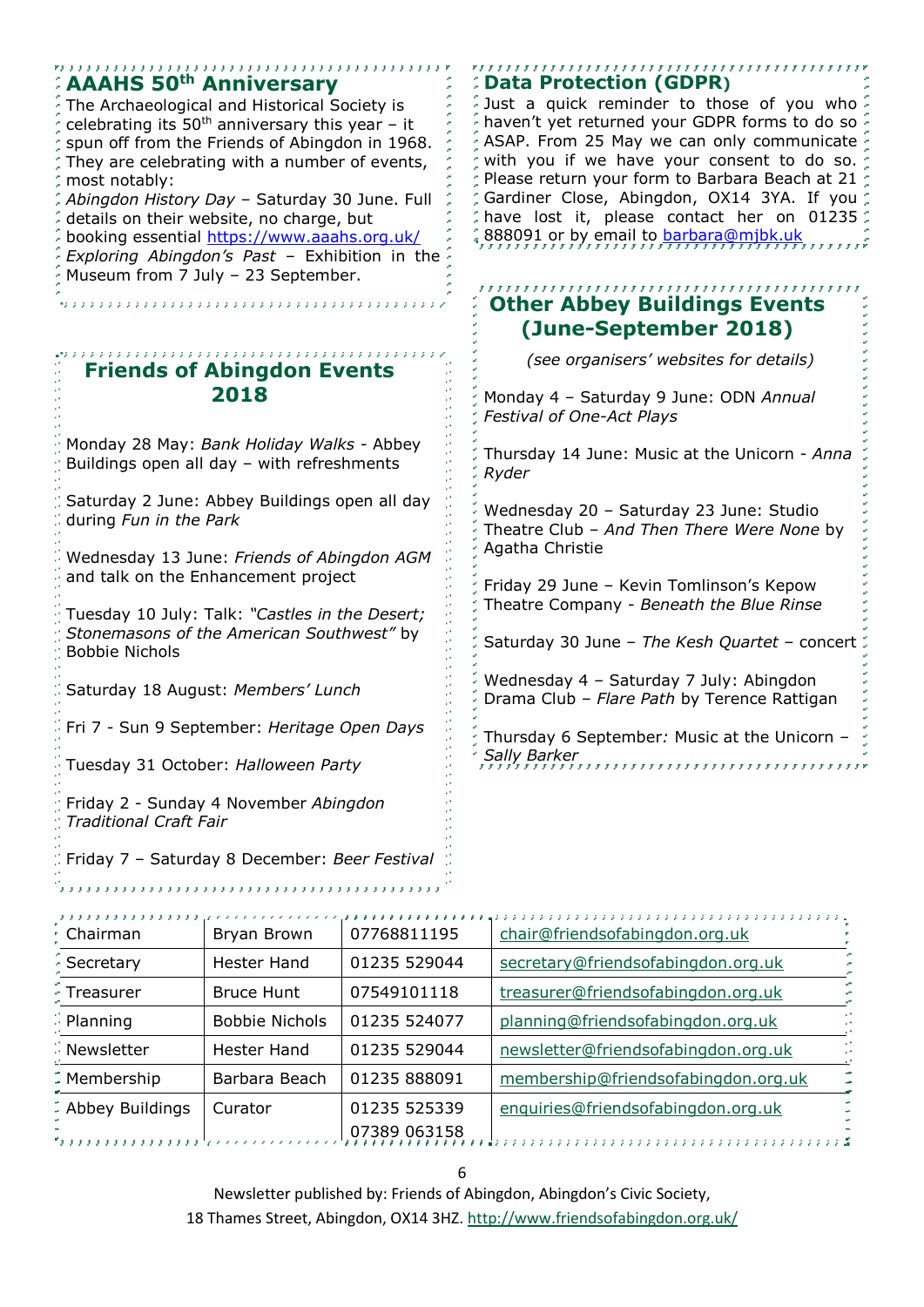## AAAHS 50th Anniversary

The Archaeological and Historical Society is celebrating its 50th anniversary this year – it spun off from the Friends of Abingdon in 1968. They are celebrating with a number of events, most notably:

*Abingdon History Day* – Saturday 30 June. Full details on their website, no charge, but booking essential https://www.aaahs.org.uk/

*Exploring Abingdon's Past* – Exhibition in the Museum from 7 July – 23 September.

## Friends of Abingdon Events 2018

Monday 28 May: *Bank Holiday Walks* - Abbey Buildings open all day – with refreshments

Saturday 2 June: Abbey Buildings open all day during *Fun in the Park*

Wednesday 13 June: *Friends of Abingdon AGM* and talk on the Enhancement project

Tuesday 10 July: Talk: *"Castles in the Desert; Stonemasons of the American Southwest"* by Bobbie Nichols

Saturday 18 August: *Members' Lunch*

Fri 7 - Sun 9 September: *Heritage Open Days*

Tuesday 31 October: *Halloween Party*

Friday 2 - Sunday 4 November *Abingdon Traditional Craft Fair*

Friday 7 – Saturday 8 December: *Beer Festival*

## Data Protection (GDPR)

Just a quick reminder to those of you who haven't yet returned your GDPR forms to do so ASAP. From 25 May we can only communicate with you if we have your consent to do so. Please return your form to Barbara Beach at 21 Gardiner Close, Abingdon, OX14 3YA. If you have lost it, please contact her on 01235 888091 or by email to barbara@mjbk.uk

## Other Abbey Buildings Events (June-September 2018)

*(see organisers' websites for details)*

Monday 4 – Saturday 9 June: ODN *Annual Festival of One-Act Plays*

Thursday 14 June: Music at the Unicorn - *Anna Ryder*

Wednesday 20 – Saturday 23 June: Studio Theatre Club – *And Then There Were None* by Agatha Christie

Friday 29 June – Kevin Tomlinson's Kepow Theatre Company - *Beneath the Blue Rinse*

Saturday 30 June – *The Kesh Quartet* – concert

Wednesday 4 – Saturday 7 July: Abingdon Drama Club – *Flare Path* by Terence Rattigan

Thursday 6 September*:* Music at the Unicorn – *Sally Barker*

| | | | |
|---|---|---|---|
| Chairman | Bryan Brown | 07768811195 | chair@friendsofabingdon.org.uk |
| Secretary | Hester Hand | 01235 529044 | secretary@friendsofabingdon.org.uk |
| Treasurer | Bruce Hunt | 07549101118 | treasurer@friendsofabingdon.org.uk |
| Planning | Bobbie Nichols | 01235 524077 | planning@friendsofabingdon.org.uk |
| Newsletter | Hester Hand | 01235 529044 | newsletter@friendsofabingdon.org.uk |
| Membership | Barbara Beach | 01235 888091 | membership@friendsofabingdon.org.uk |
| Abbey Buildings | Curator | 01235 525339<br>07389 063158 | enquiries@friendsofabingdon.org.uk |

Newsletter published by: Friends of Abingdon, Abingdon's Civic Society,
18 Thames Street, Abingdon, OX14 3HZ. http://www.friendsofabingdon.org.uk/